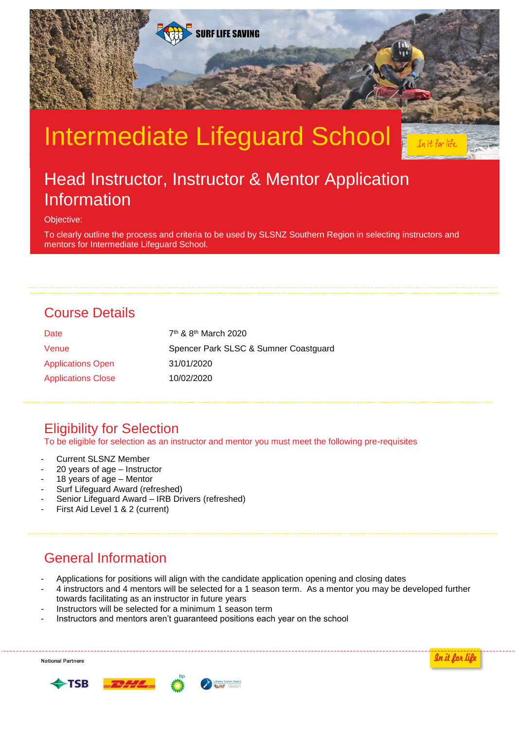# Intermediate Lifeguard School

## Head Instructor, Instructor & Mentor Application Information

Objective:

To clearly outline the process and criteria to be used by SLSNZ Southern Region in selecting instructors and mentors for Intermediate Lifeguard School.

## Course Details

| | |
|---|---|
| Date | 7th & 8th March 2020 |
| Venue | Spencer Park SLSC & Sumner Coastguard |
| Applications Open | 31/01/2020 |
| Applications Close | 10/02/2020 |

## Eligibility for Selection

To be eligible for selection as an instructor and mentor you must meet the following pre-requisites

- Current SLSNZ Member
- 20 years of age – Instructor
- 18 years of age – Mentor
- Surf Lifeguard Award (refreshed)
- Senior Lifeguard Award – IRB Drivers (refreshed)
- First Aid Level 1 & 2 (current)

## General Information

- Applications for positions will align with the candidate application opening and closing dates
- 4 instructors and 4 mentors will be selected for a 1 season term. As a mentor you may be developed further towards facilitating as an instructor in future years
- Instructors will be selected for a minimum 1 season term
- Instructors and mentors aren't guaranteed positions each year on the school

National Partners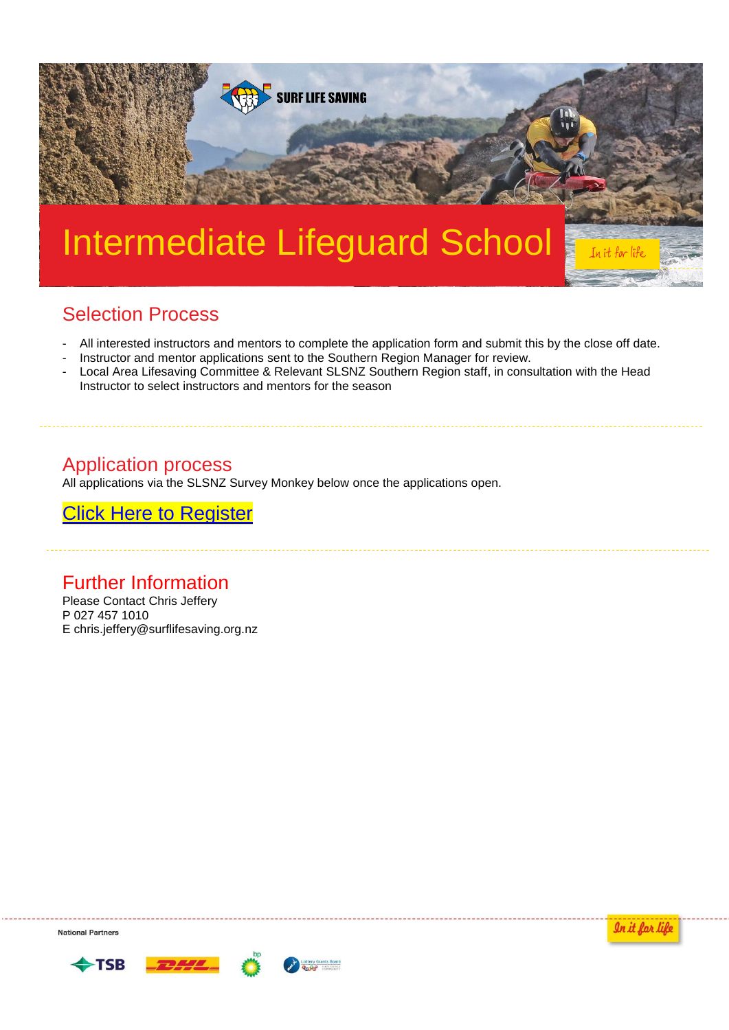SURF LIFE SAVING

# Intermediate Lifeguard School

In it for life

## Selection Process

- All interested instructors and mentors to complete the application form and submit this by the close off date.
- Instructor and mentor applications sent to the Southern Region Manager for review.
- Local Area Lifesaving Committee & Relevant SLSNZ Southern Region staff, in consultation with the Head Instructor to select instructors and mentors for the season

## Application process

All applications via the SLSNZ Survey Monkey below once the applications open.

Click Here to Register

## Further Information

Please Contact Chris Jeffery
P 027 457 1010
E chris.jeffery@surflifesaving.org.nz

National Partners

In it for life